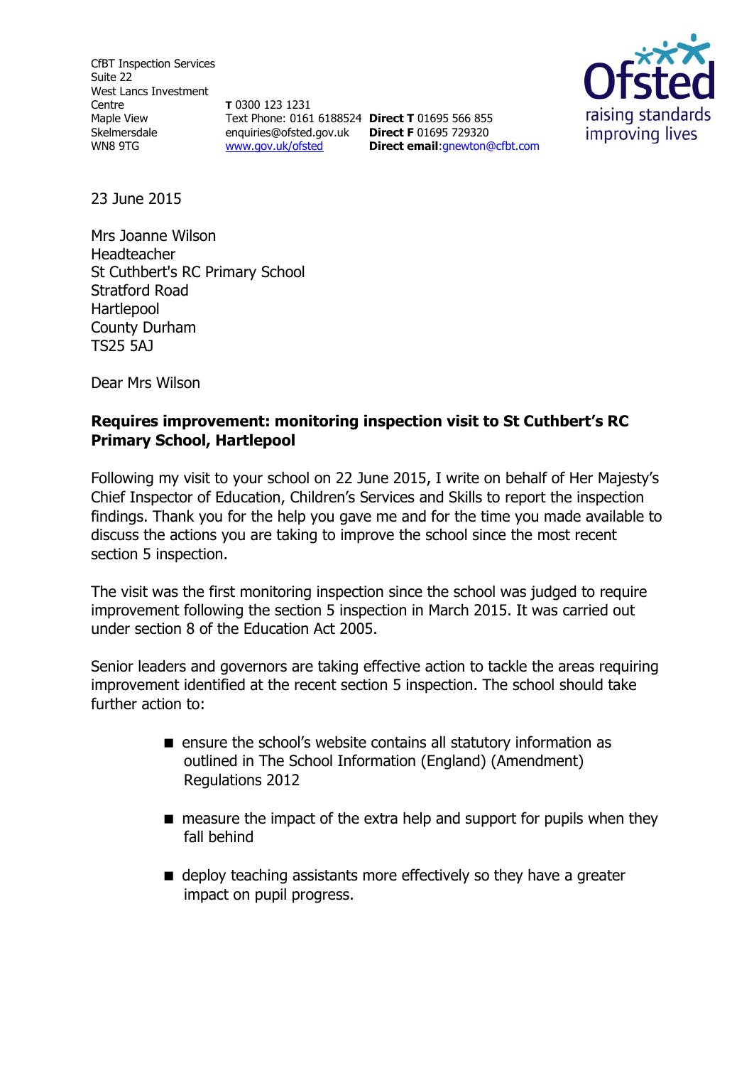CfBT Inspection Services
Suite 22
West Lancs Investment Centre
Maple View
Skelmersdale
WN8 9TG

**T** 0300 123 1231
Text Phone: 0161 6188524
enquiries@ofsted.gov.uk
www.gov.uk/ofsted

**Direct T** 01695 566 855
**Direct F** 01695 729320
**Direct email**:gnewton@cfbt.com

23 June 2015

Mrs Joanne Wilson
Headteacher
St Cuthbert's RC Primary School
Stratford Road
Hartlepool
County Durham
TS25 5AJ

Dear Mrs Wilson

**Requires improvement: monitoring inspection visit to St Cuthbert's RC Primary School, Hartlepool**

Following my visit to your school on 22 June 2015, I write on behalf of Her Majesty's Chief Inspector of Education, Children's Services and Skills to report the inspection findings. Thank you for the help you gave me and for the time you made available to discuss the actions you are taking to improve the school since the most recent section 5 inspection.

The visit was the first monitoring inspection since the school was judged to require improvement following the section 5 inspection in March 2015. It was carried out under section 8 of the Education Act 2005.

Senior leaders and governors are taking effective action to tackle the areas requiring improvement identified at the recent section 5 inspection. The school should take further action to:

- ensure the school's website contains all statutory information as outlined in The School Information (England) (Amendment) Regulations 2012
- measure the impact of the extra help and support for pupils when they fall behind
- deploy teaching assistants more effectively so they have a greater impact on pupil progress.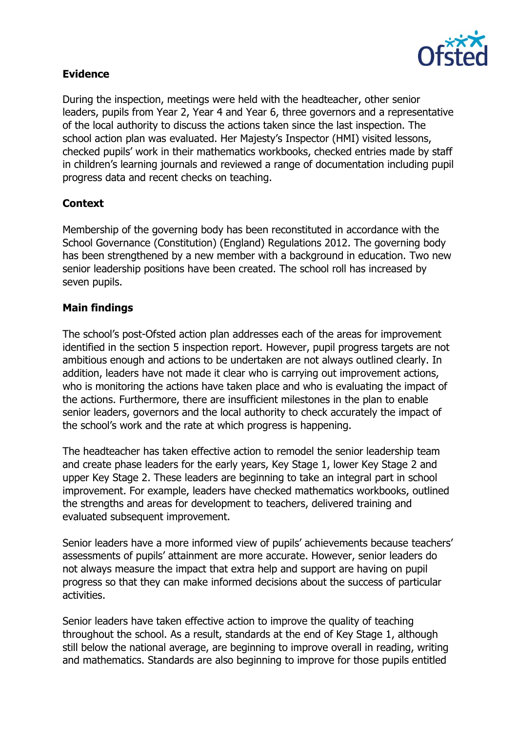## Evidence

During the inspection, meetings were held with the headteacher, other senior leaders, pupils from Year 2, Year 4 and Year 6, three governors and a representative of the local authority to discuss the actions taken since the last inspection. The school action plan was evaluated. Her Majesty's Inspector (HMI) visited lessons, checked pupils' work in their mathematics workbooks, checked entries made by staff in children's learning journals and reviewed a range of documentation including pupil progress data and recent checks on teaching.

## Context

Membership of the governing body has been reconstituted in accordance with the School Governance (Constitution) (England) Regulations 2012. The governing body has been strengthened by a new member with a background in education. Two new senior leadership positions have been created. The school roll has increased by seven pupils.

## Main findings

The school's post-Ofsted action plan addresses each of the areas for improvement identified in the section 5 inspection report. However, pupil progress targets are not ambitious enough and actions to be undertaken are not always outlined clearly. In addition, leaders have not made it clear who is carrying out improvement actions, who is monitoring the actions have taken place and who is evaluating the impact of the actions. Furthermore, there are insufficient milestones in the plan to enable senior leaders, governors and the local authority to check accurately the impact of the school's work and the rate at which progress is happening.

The headteacher has taken effective action to remodel the senior leadership team and create phase leaders for the early years, Key Stage 1, lower Key Stage 2 and upper Key Stage 2. These leaders are beginning to take an integral part in school improvement. For example, leaders have checked mathematics workbooks, outlined the strengths and areas for development to teachers, delivered training and evaluated subsequent improvement.

Senior leaders have a more informed view of pupils' achievements because teachers' assessments of pupils' attainment are more accurate. However, senior leaders do not always measure the impact that extra help and support are having on pupil progress so that they can make informed decisions about the success of particular activities.

Senior leaders have taken effective action to improve the quality of teaching throughout the school. As a result, standards at the end of Key Stage 1, although still below the national average, are beginning to improve overall in reading, writing and mathematics. Standards are also beginning to improve for those pupils entitled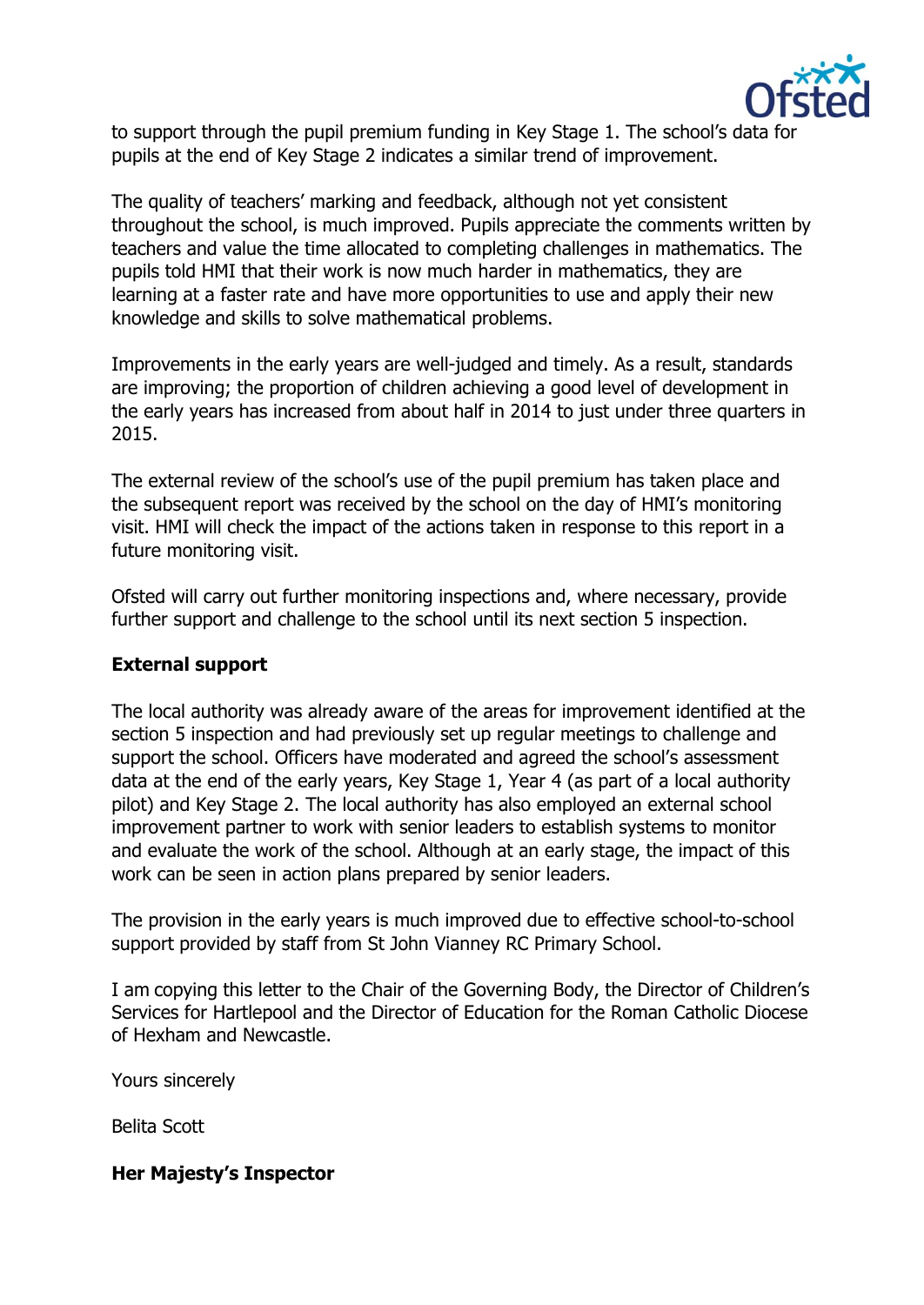to support through the pupil premium funding in Key Stage 1. The school's data for pupils at the end of Key Stage 2 indicates a similar trend of improvement.

The quality of teachers' marking and feedback, although not yet consistent throughout the school, is much improved. Pupils appreciate the comments written by teachers and value the time allocated to completing challenges in mathematics. The pupils told HMI that their work is now much harder in mathematics, they are learning at a faster rate and have more opportunities to use and apply their new knowledge and skills to solve mathematical problems.

Improvements in the early years are well-judged and timely. As a result, standards are improving; the proportion of children achieving a good level of development in the early years has increased from about half in 2014 to just under three quarters in 2015.

The external review of the school's use of the pupil premium has taken place and the subsequent report was received by the school on the day of HMI's monitoring visit. HMI will check the impact of the actions taken in response to this report in a future monitoring visit.

Ofsted will carry out further monitoring inspections and, where necessary, provide further support and challenge to the school until its next section 5 inspection.

**External support**

The local authority was already aware of the areas for improvement identified at the section 5 inspection and had previously set up regular meetings to challenge and support the school. Officers have moderated and agreed the school's assessment data at the end of the early years, Key Stage 1, Year 4 (as part of a local authority pilot) and Key Stage 2. The local authority has also employed an external school improvement partner to work with senior leaders to establish systems to monitor and evaluate the work of the school. Although at an early stage, the impact of this work can be seen in action plans prepared by senior leaders.

The provision in the early years is much improved due to effective school-to-school support provided by staff from St John Vianney RC Primary School.

I am copying this letter to the Chair of the Governing Body, the Director of Children's Services for Hartlepool and the Director of Education for the Roman Catholic Diocese of Hexham and Newcastle.

Yours sincerely

Belita Scott

**Her Majesty's Inspector**